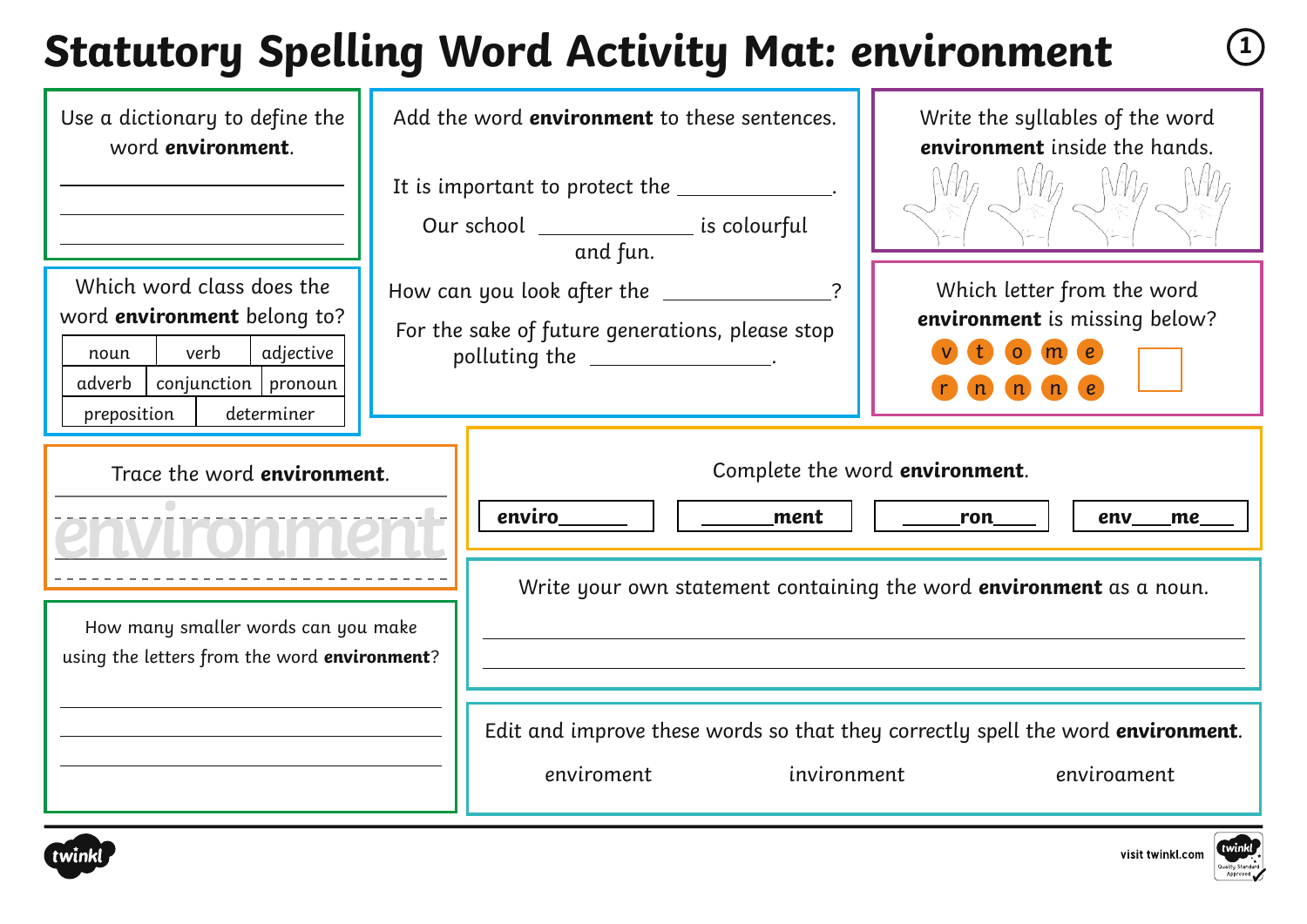# Statutory Spelling Word Activity Mat: environment

Use a dictionary to define the word **environment**.

______________________________

______________________________

______________________________

Which word class does the word **environment** belong to?

| noun | verb | adjective |
|---|---|---|
| adverb | conjunction | pronoun |
| preposition | determiner | |

Add the word **environment** to these sentences.

It is important to protect the ______________.

Our school ______________ is colourful and fun.

How can you look after the ______________?

For the sake of future generations, please stop polluting the ______________.

Write the syllables of the word **environment** inside the hands.

Which letter from the word **environment** is missing below?

v t o m e
r n n n e

Trace the word **environment**.

environment

Complete the word **environment**.

| enviro______ | ______ment | _____ron____ | env___me___ |
|---|---|---|---|

How many smaller words can you make using the letters from the word **environment**?

______________________________

______________________________

______________________________

Write your own statement containing the word **environment** as a noun.

______________________________

______________________________

Edit and improve these words so that they correctly spell the word **environment**.

enviroment &nbsp;&nbsp;&nbsp; invironment &nbsp;&nbsp;&nbsp; enviroament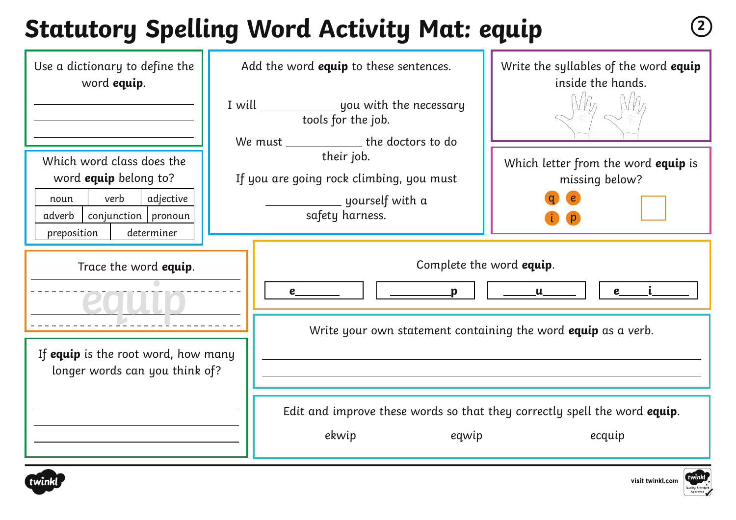# Statutory Spelling Word Activity Mat: equip

Use a dictionary to define the word **equip**.

______________________

______________________

______________________

Add the word **equip** to these sentences.

I will ____________ you with the necessary tools for the job.

We must ____________ the doctors to do their job.

If you are going rock climbing, you must ____________ yourself with a safety harness.

Write the syllables of the word **equip** inside the hands.

Which word class does the word **equip** belong to?

| noun | verb | adjective |
|---|---|---|
| adverb | conjunction | pronoun |
| preposition | determiner | |

Which letter from the word **equip** is missing below?

q e i p

Trace the word **equip**.

equip

Complete the word **equip**.

| e______ | ________p | _____u_____ | e____i______ |
|---|---|---|---|

If **equip** is the root word, how many longer words can you think of?

______________________

______________________

______________________

Write your own statement containing the word **equip** as a verb.

______________________

______________________

Edit and improve these words so that they correctly spell the word **equip**.

ekwip &nbsp;&nbsp;&nbsp;&nbsp; eqwip &nbsp;&nbsp;&nbsp;&nbsp; ecquip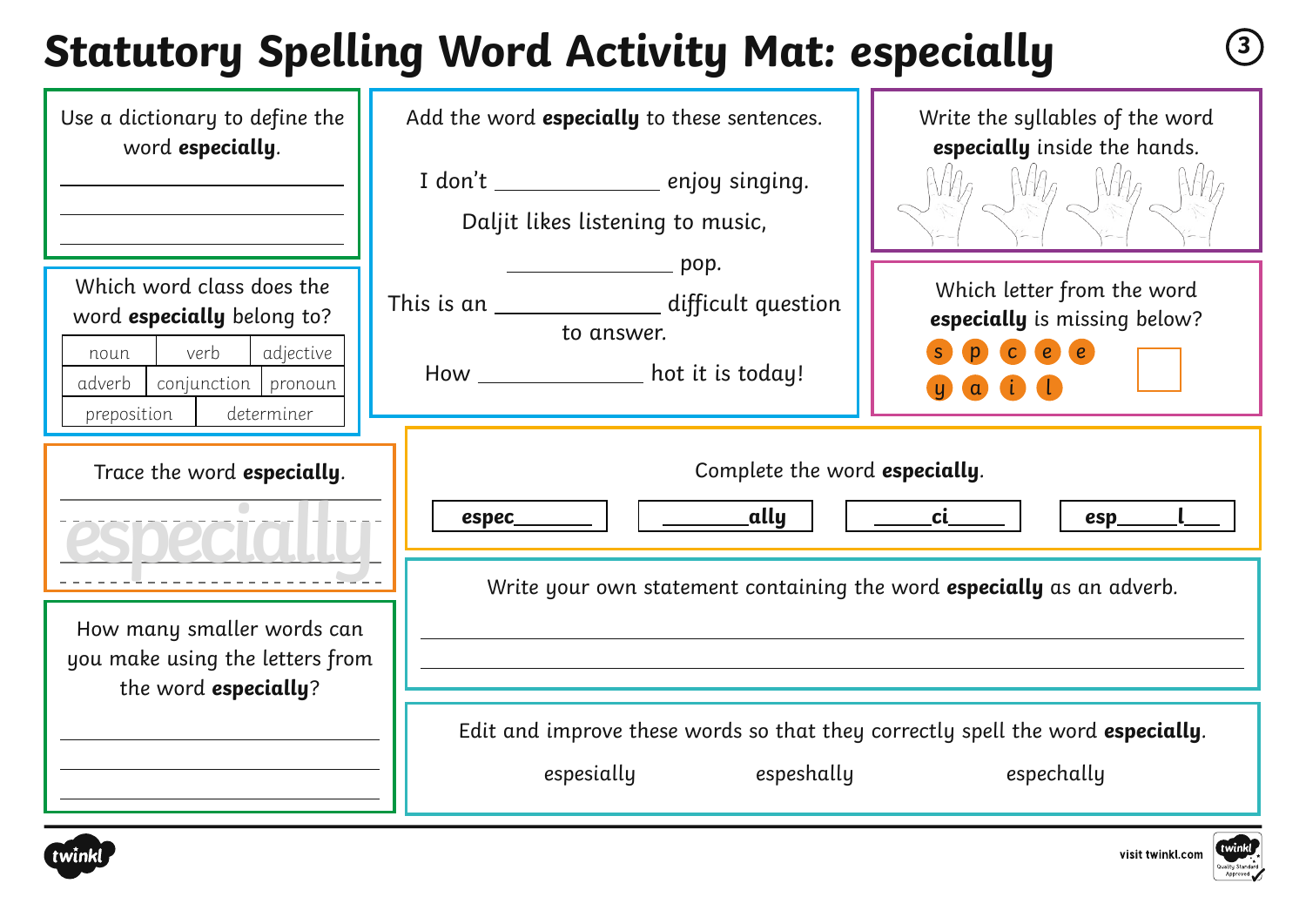# Statutory Spelling Word Activity Mat: *especially*

Use a dictionary to define the word **especially**.

___

___

___

Which word class does the word **especially** belong to?

| noun | verb | adjective |
|---|---|---|
| adverb | conjunction | pronoun |
| preposition | determiner | |

Add the word **especially** to these sentences.

I don't ______________ enjoy singing.

Daljit likes listening to music, ______________ pop.

This is an ______________ difficult question to answer.

How ______________ hot it is today!

Write the syllables of the word **especially** inside the hands.

Which letter from the word **especially** is missing below?

s p c e e y a i l

Trace the word **especially**.

especially

Complete the word **especially**.

| espec______ | ______ally | ____ci____ | esp____l___ |
|---|---|---|---|

How many smaller words can you make using the letters from the word **especially**?

___

___

___

Write your own statement containing the word **especially** as an adverb.

___

___

Edit and improve these words so that they correctly spell the word **especially**.

espesially espeshally espechally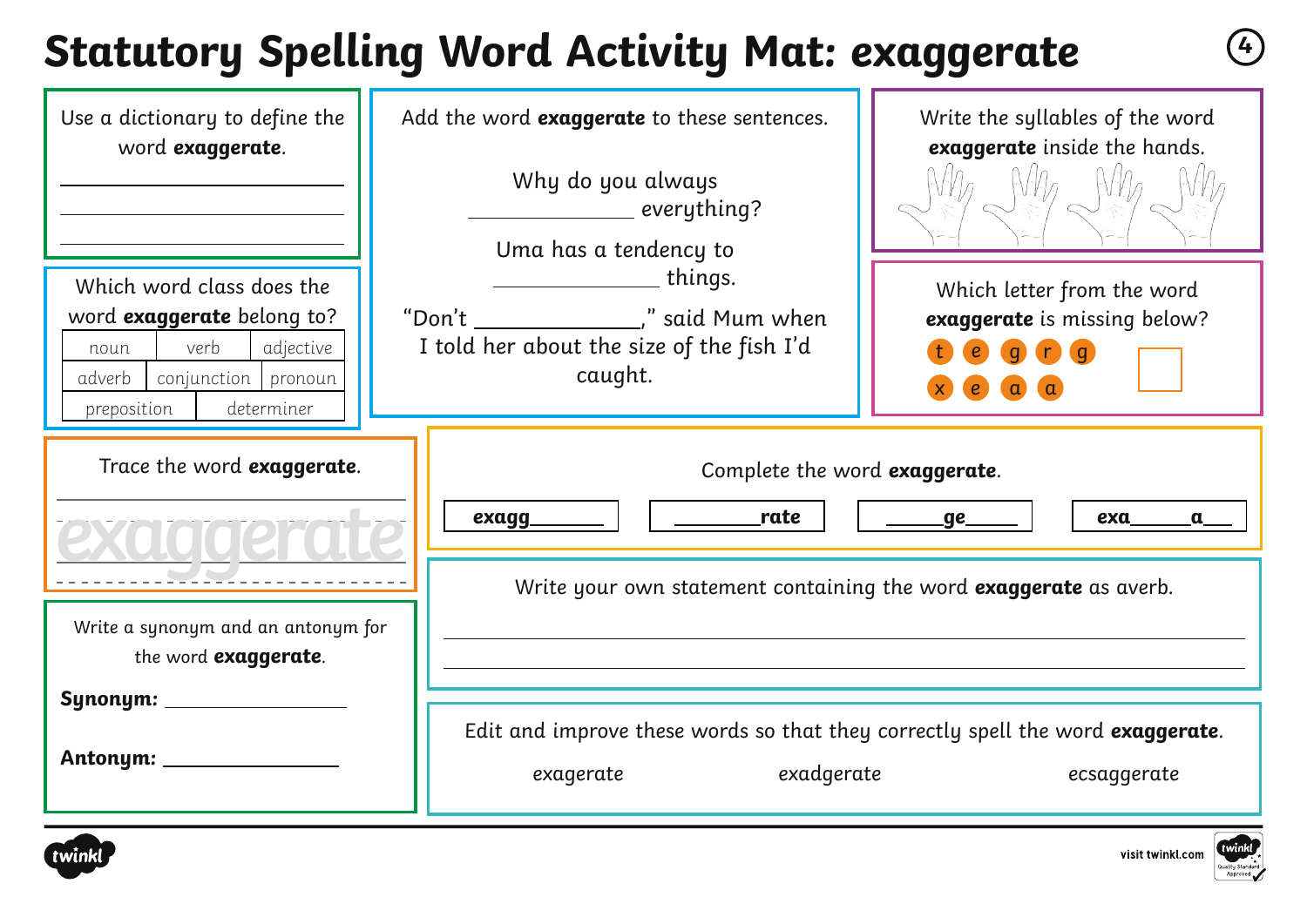# Statutory Spelling Word Activity Mat: exaggerate

Use a dictionary to define the word **exaggerate**.

___________________________

___________________________

___________________________

Which word class does the word **exaggerate** belong to?

| noun | verb | adjective |
|---|---|---|
| adverb | conjunction | pronoun |
| preposition | determiner | |

Add the word **exaggerate** to these sentences.

Why do you always ______________ everything?

Uma has a tendency to ______________ things.

"Don't ______________," said Mum when I told her about the size of the fish I'd caught.

Write the syllables of the word **exaggerate** inside the hands.

Which letter from the word **exaggerate** is missing below?

t e g r g x e a a

Trace the word **exaggerate**.

exaggerate

Complete the word **exaggerate**.

**exagg**______ | ______**rate** | _____**ge**_____ | **exa**_____**a**___

Write a synonym and an antonym for the word **exaggerate**.

**Synonym:** ______________

**Antonym:** ______________

Write your own statement containing the word **exaggerate** as averb.

___________________________________________

___________________________________________

Edit and improve these words so that they correctly spell the word **exaggerate**.

exagerate    exadgerate    ecsaggerate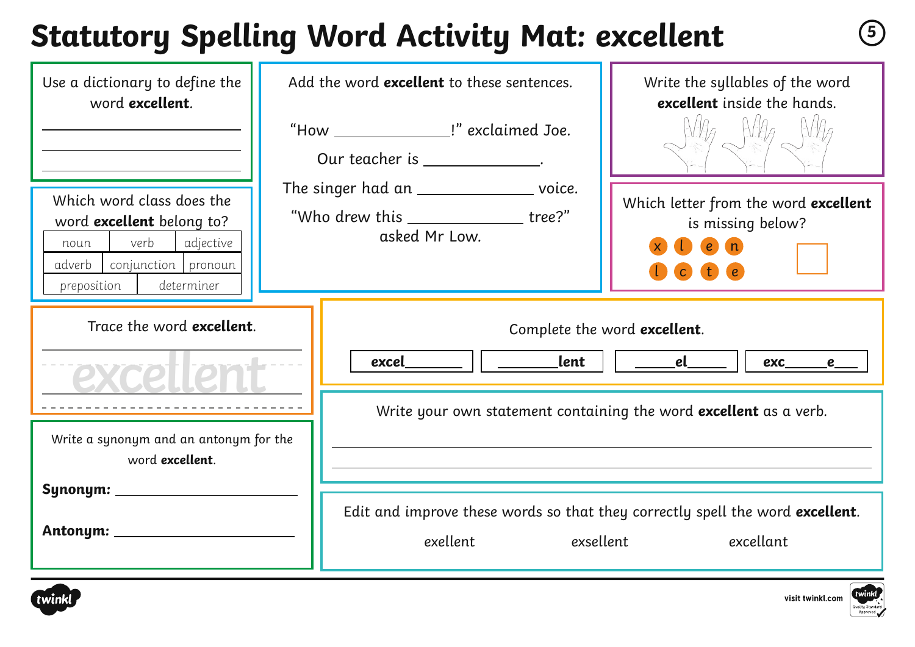# Statutory Spelling Word Activity Mat: excellent

Use a dictionary to define the word **excellent**.

_______________________

_______________________

_______________________

Which word class does the word **excellent** belong to?

| | | |
|---|---|---|
| noun | verb | adjective |
| adverb | conjunction | pronoun |
| preposition | determiner | |

Add the word **excellent** to these sentences.

"How ______________!" exclaimed Joe.

Our teacher is ______________.

The singer had an ______________ voice.

"Who drew this ______________ tree?" asked Mr Low.

Write the syllables of the word **excellent** inside the hands.

Which letter from the word **excellent** is missing below?

x l e n

l c t e

Trace the word **excellent**.

excellent

Complete the word **excellent**.

| | | | |
|---|---|---|---|
| **excel_______** | **_______lent** | **_____el_____** | **exc_____e___** |

Write a synonym and an antonym for the word **excellent**.

**Synonym:** _______________________

**Antonym:** _______________________

Write your own statement containing the word **excellent** as a verb.

_______________________________________________

_______________________________________________

Edit and improve these words so that they correctly spell the word **excellent**.

exellent exsellent excellant